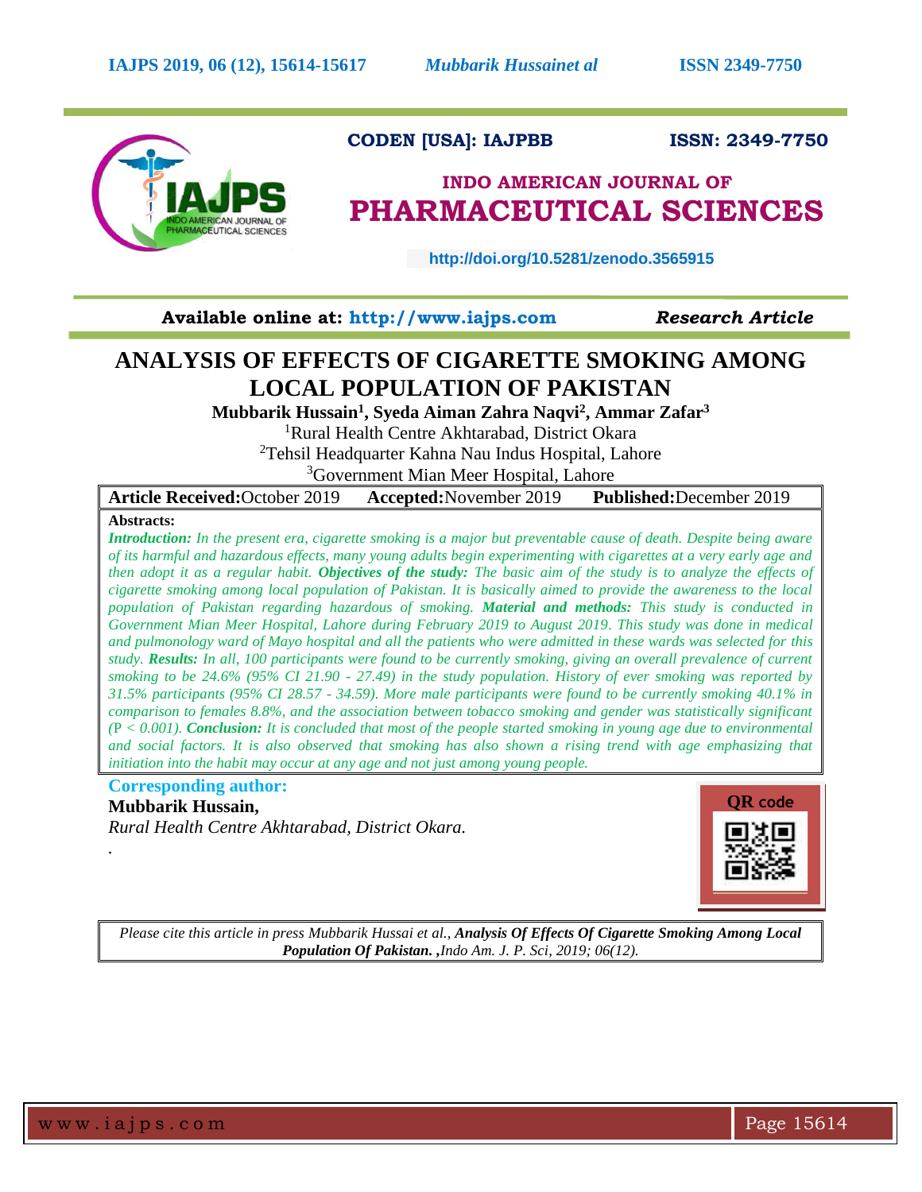CODEN [USA]: IAJPBB ISSN: 2349-7750

# INDO AMERICAN JOURNAL OF PHARMACEUTICAL SCIENCES

http://doi.org/10.5281/zenodo.3565915

**Available online at: http://www.iajps.com** *Research Article*

# ANALYSIS OF EFFECTS OF CIGARETTE SMOKING AMONG LOCAL POPULATION OF PAKISTAN

**Mubbarik Hussain[1], Syeda Aiman Zahra Naqvi[2], Ammar Zafar[3]**

[1]Rural Health Centre Akhtarabad, District Okara

[2]Tehsil Headquarter Kahna Nau Indus Hospital, Lahore

[3]Government Mian Meer Hospital, Lahore

**Article Received:** October 2019 **Accepted:** November 2019 **Published:** December 2019

**Abstracts:**

***Introduction:*** *In the present era, cigarette smoking is a major but preventable cause of death. Despite being aware of its harmful and hazardous effects, many young adults begin experimenting with cigarettes at a very early age and then adopt it as a regular habit.* ***Objectives of the study:*** *The basic aim of the study is to analyze the effects of cigarette smoking among local population of Pakistan. It is basically aimed to provide the awareness to the local population of Pakistan regarding hazardous of smoking.* ***Material and methods:*** *This study is conducted in Government Mian Meer Hospital, Lahore during February 2019 to August 2019. This study was done in medical and pulmonology ward of Mayo hospital and all the patients who were admitted in these wards was selected for this study.* ***Results:*** *In all, 100 participants were found to be currently smoking, giving an overall prevalence of current smoking to be 24.6% (95% CI 21.90 - 27.49) in the study population. History of ever smoking was reported by 31.5% participants (95% CI 28.57 - 34.59). More male participants were found to be currently smoking 40.1% in comparison to females 8.8%, and the association between tobacco smoking and gender was statistically significant (P < 0.001).* ***Conclusion:*** *It is concluded that most of the people started smoking in young age due to environmental and social factors. It is also observed that smoking has also shown a rising trend with age emphasizing that initiation into the habit may occur at any age and not just among young people.*

**Corresponding author:**

**Mubbarik Hussain,**

*Rural Health Centre Akhtarabad, District Okara.*

QR code

*Please cite this article in press Mubbarik Hussai et al.,* ***Analysis Of Effects Of Cigarette Smoking Among Local Population Of Pakistan.*** *,Indo Am. J. P. Sci, 2019; 06(12).*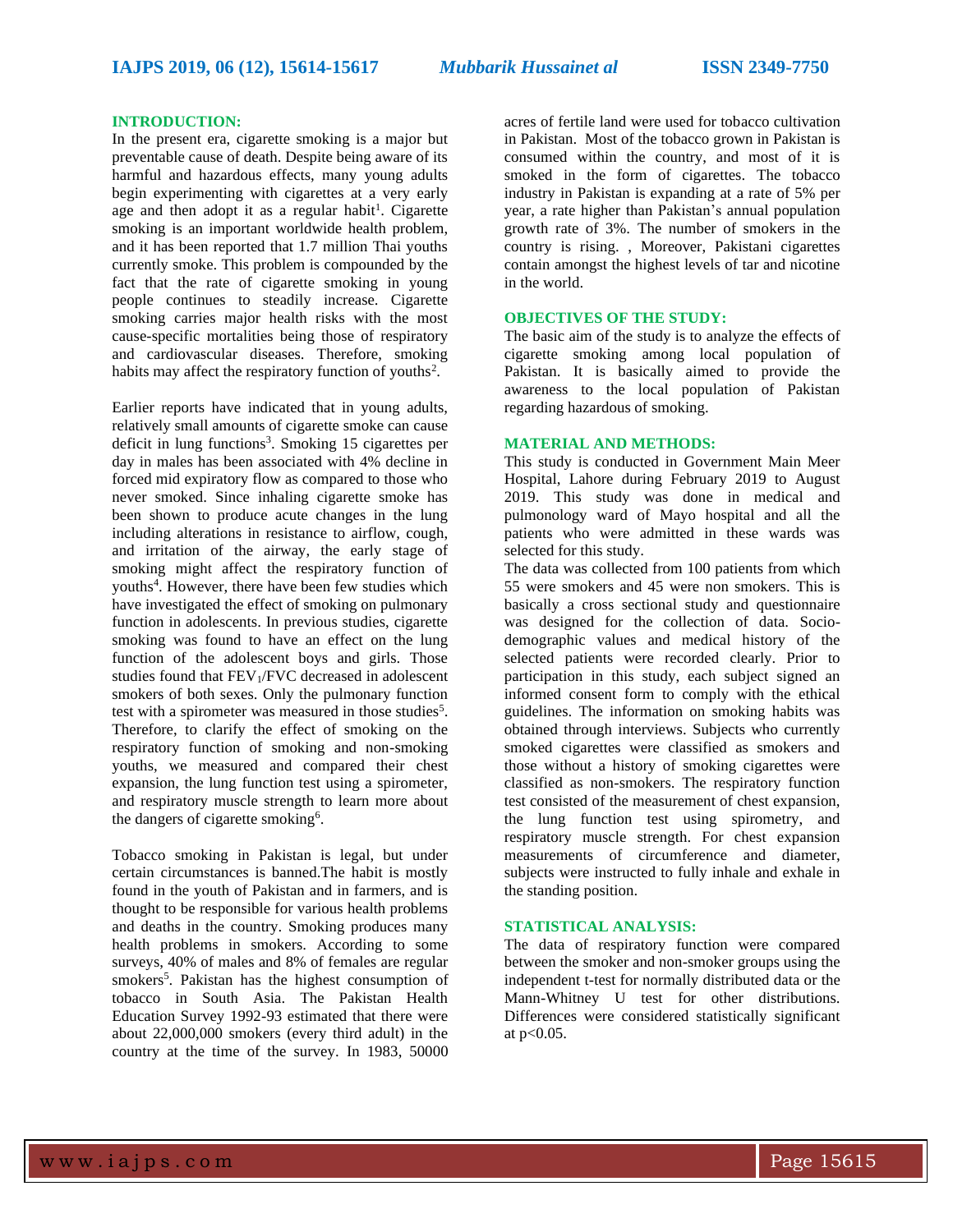## INTRODUCTION:

In the present era, cigarette smoking is a major but preventable cause of death. Despite being aware of its harmful and hazardous effects, many young adults begin experimenting with cigarettes at a very early age and then adopt it as a regular habit[1]. Cigarette smoking is an important worldwide health problem, and it has been reported that 1.7 million Thai youths currently smoke. This problem is compounded by the fact that the rate of cigarette smoking in young people continues to steadily increase. Cigarette smoking carries major health risks with the most cause-specific mortalities being those of respiratory and cardiovascular diseases. Therefore, smoking habits may affect the respiratory function of youths[2].

Earlier reports have indicated that in young adults, relatively small amounts of cigarette smoke can cause deficit in lung functions[3]. Smoking 15 cigarettes per day in males has been associated with 4% decline in forced mid expiratory flow as compared to those who never smoked. Since inhaling cigarette smoke has been shown to produce acute changes in the lung including alterations in resistance to airflow, cough, and irritation of the airway, the early stage of smoking might affect the respiratory function of youths[4]. However, there have been few studies which have investigated the effect of smoking on pulmonary function in adolescents. In previous studies, cigarette smoking was found to have an effect on the lung function of the adolescent boys and girls. Those studies found that $FEV_1/FVC$ decreased in adolescent smokers of both sexes. Only the pulmonary function test with a spirometer was measured in those studies[5]. Therefore, to clarify the effect of smoking on the respiratory function of smoking and non-smoking youths, we measured and compared their chest expansion, the lung function test using a spirometer, and respiratory muscle strength to learn more about the dangers of cigarette smoking[6].

Tobacco smoking in Pakistan is legal, but under certain circumstances is banned.The habit is mostly found in the youth of Pakistan and in farmers, and is thought to be responsible for various health problems and deaths in the country. Smoking produces many health problems in smokers. According to some surveys, 40% of males and 8% of females are regular smokers[5]. Pakistan has the highest consumption of tobacco in South Asia. The Pakistan Health Education Survey 1992-93 estimated that there were about 22,000,000 smokers (every third adult) in the country at the time of the survey. In 1983, 50000 acres of fertile land were used for tobacco cultivation in Pakistan. Most of the tobacco grown in Pakistan is consumed within the country, and most of it is smoked in the form of cigarettes. The tobacco industry in Pakistan is expanding at a rate of 5% per year, a rate higher than Pakistan's annual population growth rate of 3%. The number of smokers in the country is rising. , Moreover, Pakistani cigarettes contain amongst the highest levels of tar and nicotine in the world.

## OBJECTIVES OF THE STUDY:

The basic aim of the study is to analyze the effects of cigarette smoking among local population of Pakistan. It is basically aimed to provide the awareness to the local population of Pakistan regarding hazardous of smoking.

## MATERIAL AND METHODS:

This study is conducted in Government Main Meer Hospital, Lahore during February 2019 to August 2019. This study was done in medical and pulmonology ward of Mayo hospital and all the patients who were admitted in these wards was selected for this study.

The data was collected from 100 patients from which 55 were smokers and 45 were non smokers. This is basically a cross sectional study and questionnaire was designed for the collection of data. Socio-demographic values and medical history of the selected patients were recorded clearly. Prior to participation in this study, each subject signed an informed consent form to comply with the ethical guidelines. The information on smoking habits was obtained through interviews. Subjects who currently smoked cigarettes were classified as smokers and those without a history of smoking cigarettes were classified as non-smokers. The respiratory function test consisted of the measurement of chest expansion, the lung function test using spirometry, and respiratory muscle strength. For chest expansion measurements of circumference and diameter, subjects were instructed to fully inhale and exhale in the standing position.

## STATISTICAL ANALYSIS:

The data of respiratory function were compared between the smoker and non-smoker groups using the independent t-test for normally distributed data or the Mann-Whitney U test for other distributions. Differences were considered statistically significant at $p<0.05$.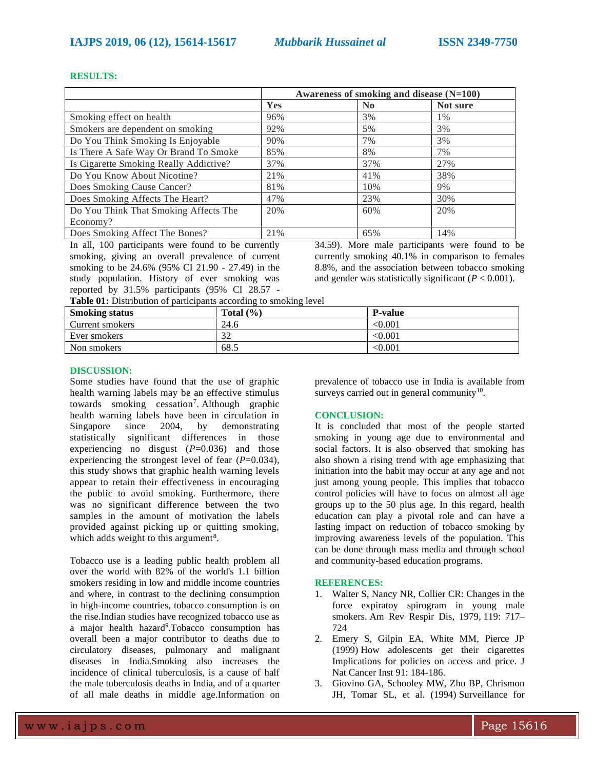## RESULTS:

| | Awareness of smoking and disease (N=100) | | |
|---|---|---|---|
| | **Yes** | **No** | **Not sure** |
| Smoking effect on health | 96% | 3% | 1% |
| Smokers are dependent on smoking | 92% | 5% | 3% |
| Do You Think Smoking Is Enjoyable | 90% | 7% | 3% |
| Is There A Safe Way Or Brand To Smoke | 85% | 8% | 7% |
| Is Cigarette Smoking Really Addictive? | 37% | 37% | 27% |
| Do You Know About Nicotine? | 21% | 41% | 38% |
| Does Smoking Cause Cancer? | 81% | 10% | 9% |
| Does Smoking Affects The Heart? | 47% | 23% | 30% |
| Do You Think That Smoking Affects The Economy? | 20% | 60% | 20% |
| Does Smoking Affect The Bones? | 21% | 65% | 14% |

In all, 100 participants were found to be currently smoking, giving an overall prevalence of current smoking to be 24.6% (95% CI 21.90 - 27.49) in the study population. History of ever smoking was reported by 31.5% participants (95% CI 28.57 - 34.59). More male participants were found to be currently smoking 40.1% in comparison to females 8.8%, and the association between tobacco smoking and gender was statistically significant ($P < 0.001$).

**Table 01:** Distribution of participants according to smoking level

| Smoking status | Total (%) | P-value |
|---|---|---|
| Current smokers | 24.6 | <0.001 |
| Ever smokers | 32 | <0.001 |
| Non smokers | 68.5 | <0.001 |

## DISCUSSION:

Some studies have found that the use of graphic health warning labels may be an effective stimulus towards smoking cessation[7]. Although graphic health warning labels have been in circulation in Singapore since 2004, by demonstrating statistically significant differences in those experiencing no disgust ($P$=0.036) and those experiencing the strongest level of fear ($P$=0.034), this study shows that graphic health warning levels appear to retain their effectiveness in encouraging the public to avoid smoking. Furthermore, there was no significant difference between the two samples in the amount of motivation the labels provided against picking up or quitting smoking, which adds weight to this argument[8].

Tobacco use is a leading public health problem all over the world with 82% of the world's 1.1 billion smokers residing in low and middle income countries and where, in contrast to the declining consumption in high-income countries, tobacco consumption is on the rise.Indian studies have recognized tobacco use as a major health hazard[9].Tobacco consumption has overall been a major contributor to deaths due to circulatory diseases, pulmonary and malignant diseases in India.Smoking also increases the incidence of clinical tuberculosis, is a cause of half the male tuberculosis deaths in India, and of a quarter of all male deaths in middle age.Information on prevalence of tobacco use in India is available from surveys carried out in general community[10].

## CONCLUSION:

It is concluded that most of the people started smoking in young age due to environmental and social factors. It is also observed that smoking has also shown a rising trend with age emphasizing that initiation into the habit may occur at any age and not just among young people. This implies that tobacco control policies will have to focus on almost all age groups up to the 50 plus age. In this regard, health education can play a pivotal role and can have a lasting impact on reduction of tobacco smoking by improving awareness levels of the population. This can be done through mass media and through school and community-based education programs.

## REFERENCES:

1. Walter S, Nancy NR, Collier CR: Changes in the force expiratoy spirogram in young male smokers. Am Rev Respir Dis, 1979, 119: 717–724
2. Emery S, Gilpin EA, White MM, Pierce JP (1999) How adolescents get their cigarettes Implications for policies on access and price. J Nat Cancer Inst 91: 184-186.
3. Giovino GA, Schooley MW, Zhu BP, Chrismon JH, Tomar SL, et al. (1994) Surveillance for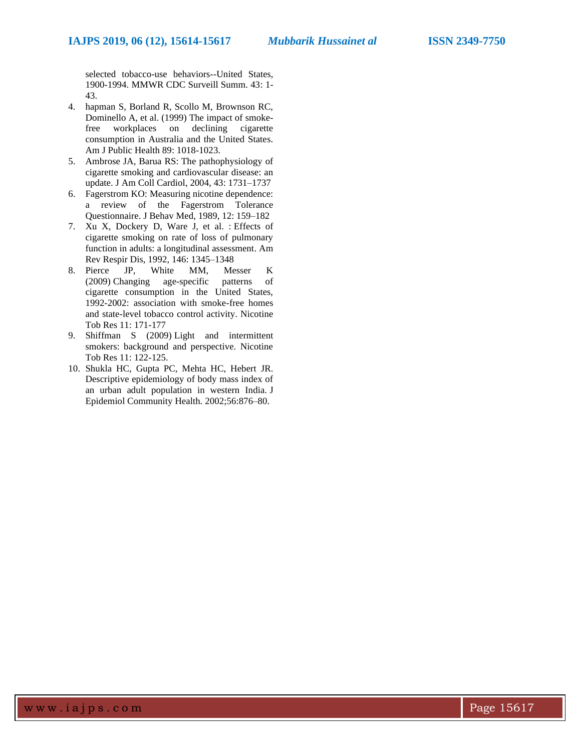selected tobacco-use behaviors--United States, 1900-1994. MMWR CDC Surveill Summ. 43: 1-43.

4. hapman S, Borland R, Scollo M, Brownson RC, Dominello A, et al. (1999) The impact of smoke-free workplaces on declining cigarette consumption in Australia and the United States. Am J Public Health 89: 1018-1023.
5. Ambrose JA, Barua RS: The pathophysiology of cigarette smoking and cardiovascular disease: an update. J Am Coll Cardiol, 2004, 43: 1731–1737
6. Fagerstrom KO: Measuring nicotine dependence: a review of the Fagerstrom Tolerance Questionnaire. J Behav Med, 1989, 12: 159–182
7. Xu X, Dockery D, Ware J, et al. : Effects of cigarette smoking on rate of loss of pulmonary function in adults: a longitudinal assessment. Am Rev Respir Dis, 1992, 146: 1345–1348
8. Pierce JP, White MM, Messer K (2009) Changing age-specific patterns of cigarette consumption in the United States, 1992-2002: association with smoke-free homes and state-level tobacco control activity. Nicotine Tob Res 11: 171-177
9. Shiffman S (2009) Light and intermittent smokers: background and perspective. Nicotine Tob Res 11: 122-125.
10. Shukla HC, Gupta PC, Mehta HC, Hebert JR. Descriptive epidemiology of body mass index of an urban adult population in western India. J Epidemiol Community Health. 2002;56:876–80.